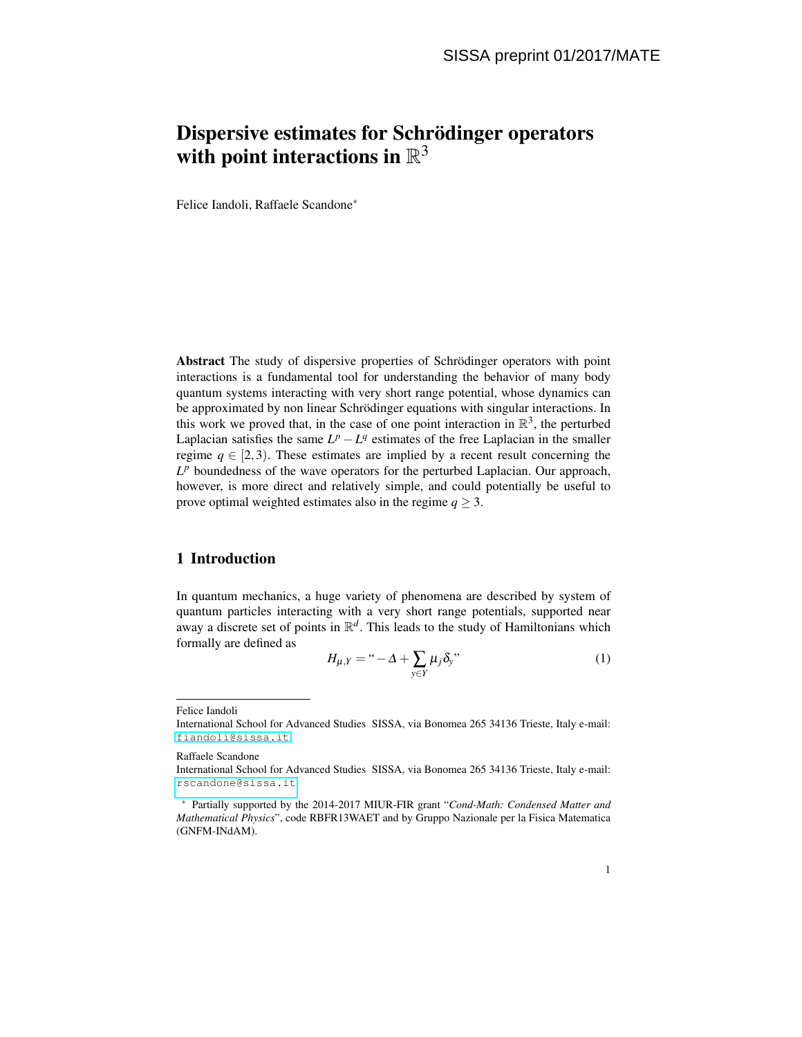SISSA preprint 01/2017/MATE

# Dispersive estimates for Schrödinger operators with point interactions in $\mathbb{R}^3$

Felice Iandoli, Raffaele Scandone*

**Abstract** The study of dispersive properties of Schrödinger operators with point interactions is a fundamental tool for understanding the behavior of many body quantum systems interacting with very short range potential, whose dynamics can be approximated by non linear Schrödinger equations with singular interactions. In this work we proved that, in the case of one point interaction in $\mathbb{R}^3$, the perturbed Laplacian satisfies the same $L^p - L^q$ estimates of the free Laplacian in the smaller regime $q \in [2,3)$. These estimates are implied by a recent result concerning the $L^p$ boundedness of the wave operators for the perturbed Laplacian. Our approach, however, is more direct and relatively simple, and could potentially be useful to prove optimal weighted estimates also in the regime $q \geq 3$.

## 1 Introduction

In quantum mechanics, a huge variety of phenomena are described by system of quantum particles interacting with a very short range potentials, supported near away a discrete set of points in $\mathbb{R}^d$. This leads to the study of Hamiltonians which formally are defined as

$$H_{\mu,Y} = \text{“}-\Delta + \sum_{y \in Y} \mu_j \delta_y\text{”} \tag{1}$$

---

Felice Iandoli
International School for Advanced Studies SISSA, via Bonomea 265 34136 Trieste, Italy e-mail: fiandoli@sissa.it

Raffaele Scandone
International School for Advanced Studies SISSA, via Bonomea 265 34136 Trieste, Italy e-mail: rscandone@sissa.it

* Partially supported by the 2014-2017 MIUR-FIR grant “*Cond-Math: Condensed Matter and Mathematical Physics*”, code RBFR13WAET and by Gruppo Nazionale per la Fisica Matematica (GNFM-INdAM).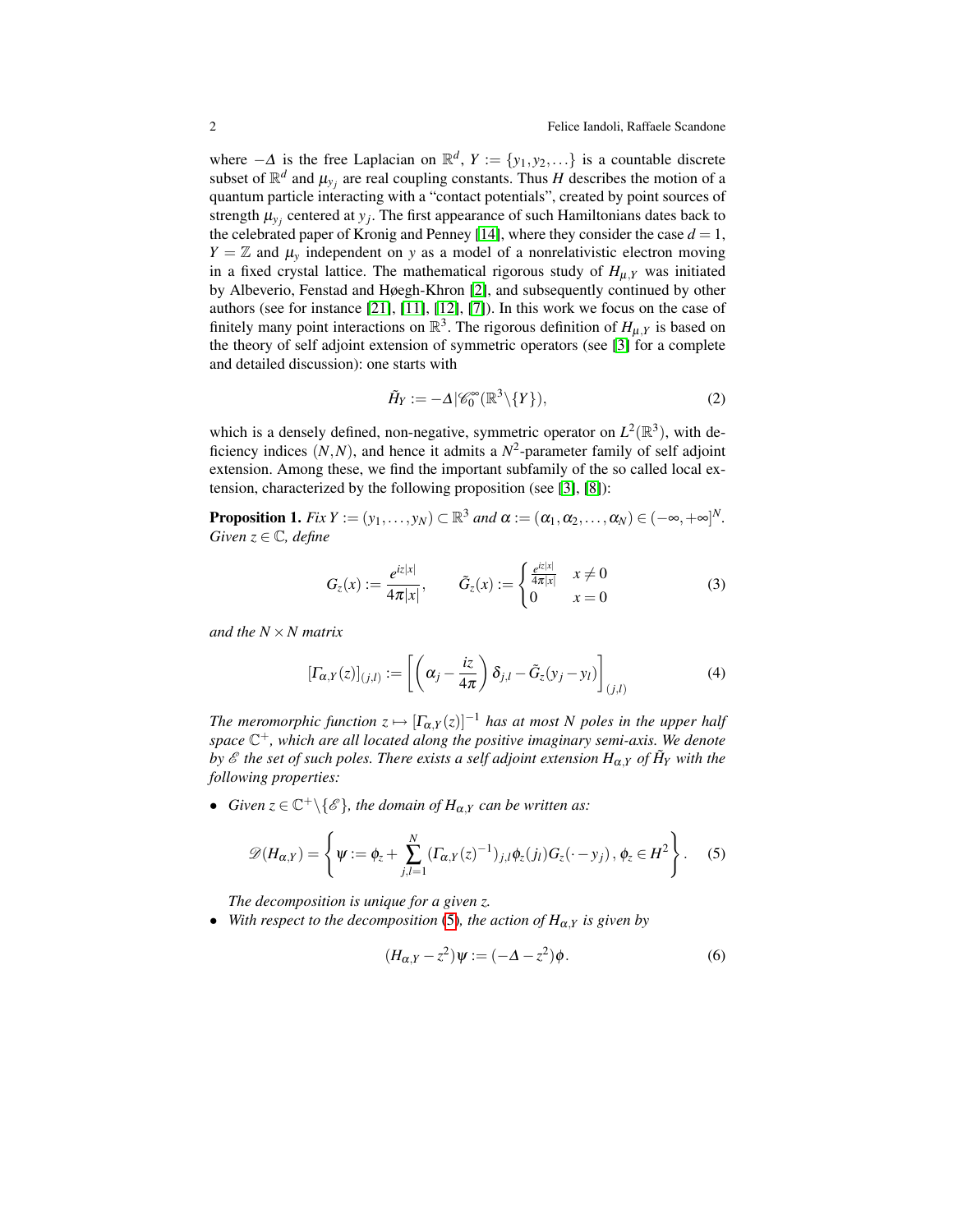where $-\Delta$ is the free Laplacian on $\mathbb{R}^d$, $Y := \{y_1, y_2, \dots\}$ is a countable discrete subset of $\mathbb{R}^d$ and $\mu_{y_j}$ are real coupling constants. Thus $H$ describes the motion of a quantum particle interacting with a "contact potentials", created by point sources of strength $\mu_{y_j}$ centered at $y_j$. The first appearance of such Hamiltonians dates back to the celebrated paper of Kronig and Penney [14], where they consider the case $d = 1$, $Y = \mathbb{Z}$ and $\mu_y$ independent on $y$ as a model of a nonrelativistic electron moving in a fixed crystal lattice. The mathematical rigorous study of $H_{\mu,Y}$ was initiated by Albeverio, Fenstad and Høegh-Khron [2], and subsequently continued by other authors (see for instance [21], [11], [12], [7]). In this work we focus on the case of finitely many point interactions on $\mathbb{R}^3$. The rigorous definition of $H_{\mu,Y}$ is based on the theory of self adjoint extension of symmetric operators (see [3] for a complete and detailed discussion): one starts with

$$\tilde{H}_Y := -\Delta | \mathscr{C}_0^\infty(\mathbb{R}^3 \backslash \{Y\}), \tag{2}$$

which is a densely defined, non-negative, symmetric operator on $L^2(\mathbb{R}^3)$, with deficiency indices $(N,N)$, and hence it admits a $N^2$-parameter family of self adjoint extension. Among these, we find the important subfamily of the so called local extension, characterized by the following proposition (see [3], [8]):

**Proposition 1.** *Fix* $Y := (y_1, \dots, y_N) \subset \mathbb{R}^3$ *and* $\alpha := (\alpha_1, \alpha_2, \dots, \alpha_N) \in (-\infty, +\infty]^N$. *Given* $z \in \mathbb{C}$*, define*

$$G_z(x) := \frac{e^{iz|x|}}{4\pi|x|}, \qquad \tilde{G}_z(x) := \begin{cases} \frac{e^{iz|x|}}{4\pi|x|} & x \neq 0 \\ 0 & x = 0 \end{cases} \tag{3}$$

*and the* $N \times N$ *matrix*

$$[\Gamma_{\alpha,Y}(z)]_{(j,l)} := \left[ \left( \alpha_j - \frac{iz}{4\pi} \right) \delta_{j,l} - \tilde{G}_z(y_j - y_l) \right]_{(j,l)} \tag{4}$$

*The meromorphic function* $z \mapsto [\Gamma_{\alpha,Y}(z)]^{-1}$ *has at most* $N$ *poles in the upper half space* $\mathbb{C}^+$*, which are all located along the positive imaginary semi-axis. We denote by* $\mathscr{E}$ *the set of such poles. There exists a self adjoint extension* $H_{\alpha,Y}$ *of* $\tilde{H}_Y$ *with the following properties:*

- *Given* $z \in \mathbb{C}^+ \backslash \{\mathscr{E}\}$*, the domain of* $H_{\alpha,Y}$ *can be written as:*

$$\mathscr{D}(H_{\alpha,Y}) = \left\{ \psi := \phi_z + \sum_{j,l=1}^{N} (\Gamma_{\alpha,Y}(z)^{-1})_{j,l} \phi_z(j_l) G_z(\cdot - y_j) \, , \, \phi_z \in H^2 \right\}. \tag{5}$$

  *The decomposition is unique for a given* $z$.
- *With respect to the decomposition* (5)*, the action of* $H_{\alpha,Y}$ *is given by*

$$(H_{\alpha,Y} - z^2)\psi := (-\Delta - z^2)\phi. \tag{6}$$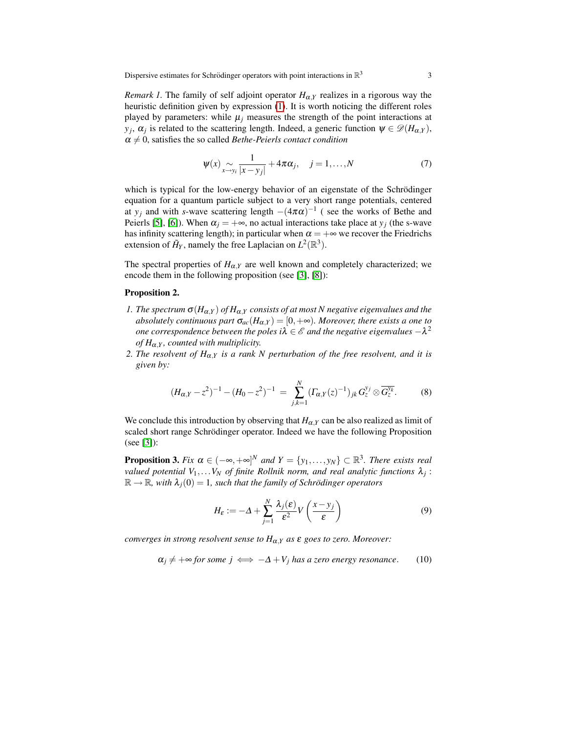*Remark 1.* The family of self adjoint operator $H_{\alpha,Y}$ realizes in a rigorous way the heuristic definition given by expression (1). It is worth noticing the different roles played by parameters: while $\mu_j$ measures the strength of the point interactions at $y_j$, $\alpha_j$ is related to the scattering length. Indeed, a generic function $\psi \in \mathscr{D}(H_{\alpha,Y})$, $\alpha \neq 0$, satisfies the so called *Bethe-Peierls contact condition*

$$\psi(x) \underset{x \to y_i}{\sim} \frac{1}{|x - y_j|} + 4\pi\alpha_j, \quad j = 1, \ldots, N \tag{7}$$

which is typical for the low-energy behavior of an eigenstate of the Schrödinger equation for a quantum particle subject to a very short range potentials, centered at $y_j$ and with $s$-wave scattering length $-(4\pi\alpha)^{-1}$ ( see the works of Bethe and Peierls [5], [6]). When $\alpha_j = +\infty$, no actual interactions take place at $y_j$ (the s-wave has infinity scattering length); in particular when $\alpha = +\infty$ we recover the Friedrichs extension of $\tilde{H}_Y$, namely the free Laplacian on $L^2(\mathbb{R}^3)$.

The spectral properties of $H_{\alpha,Y}$ are well known and completely characterized; we encode them in the following proposition (see [3], [8]):

**Proposition 2.**

1. *The spectrum $\sigma(H_{\alpha,Y})$ of $H_{\alpha,Y}$ consists of at most $N$ negative eigenvalues and the absolutely continuous part $\sigma_{ac}(H_{\alpha,Y}) = [0, +\infty)$. Moreover, there exists a one to one correspondence between the poles $i\lambda \in \mathscr{E}$ and the negative eigenvalues $-\lambda^2$ of $H_{\alpha,Y}$, counted with multiplicity.*
2. *The resolvent of $H_{\alpha,Y}$ is a rank $N$ perturbation of the free resolvent, and it is given by:*

$$(H_{\alpha,Y} - z^2)^{-1} - (H_0 - z^2)^{-1} \;=\; \sum_{j,k=1}^{N} (\Gamma_{\alpha,Y}(z)^{-1})_{jk}\, G_z^{y_j} \otimes \overline{G_z^{y_k}}. \tag{8}$$

We conclude this introduction by observing that $H_{\alpha,Y}$ can be also realized as limit of scaled short range Schrödinger operator. Indeed we have the following Proposition (see [3]):

**Proposition 3.** *Fix $\alpha \in (-\infty, +\infty]^N$ and $Y = \{y_1, \ldots, y_N\} \subset \mathbb{R}^3$. There exists real valued potential $V_1, \ldots V_N$ of finite Rollnik norm, and real analytic functions $\lambda_j : \mathbb{R} \to \mathbb{R}$, with $\lambda_j(0) = 1$, such that the family of Schrödinger operators*

$$H_\varepsilon := -\Delta + \sum_{j=1}^{N} \frac{\lambda_j(\varepsilon)}{\varepsilon^2} V\left(\frac{x - y_j}{\varepsilon}\right) \tag{9}$$

*converges in strong resolvent sense to $H_{\alpha,Y}$ as $\varepsilon$ goes to zero. Moreover:*

$$\alpha_j \neq +\infty \text{ for some } j \iff -\Delta + V_j \text{ has a zero energy resonance}. \tag{10}$$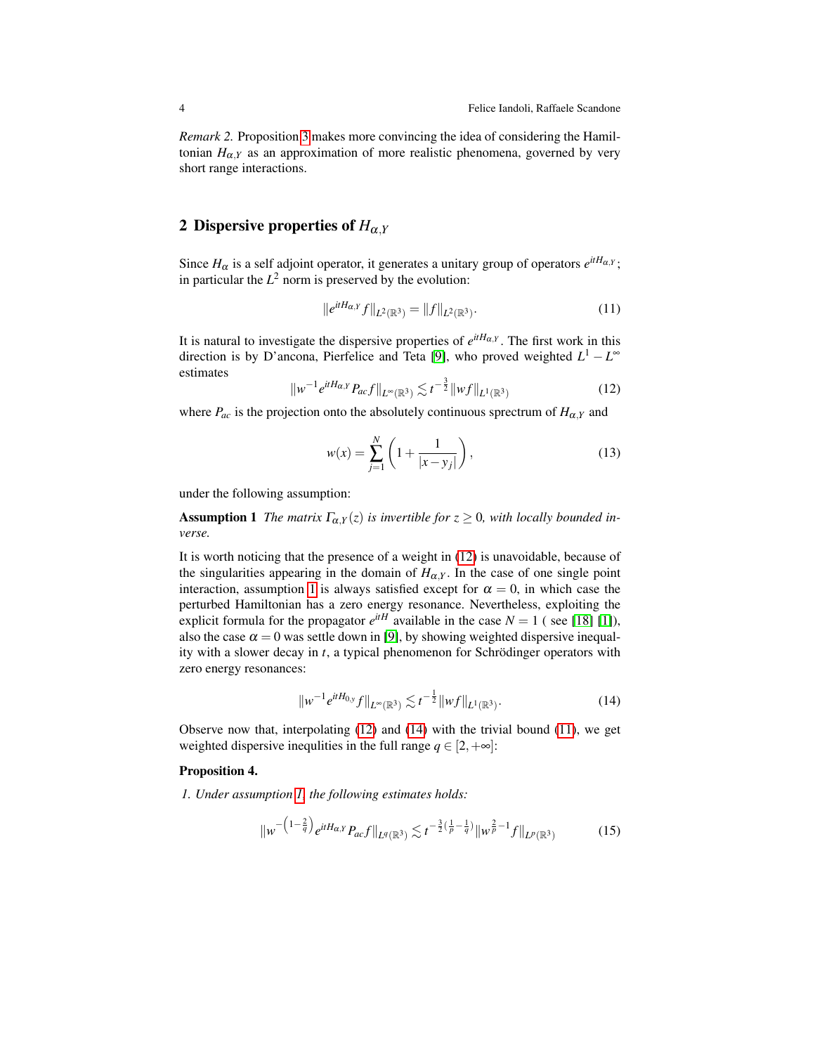*Remark 2.* Proposition 3 makes more convincing the idea of considering the Hamiltonian $H_{\alpha,Y}$ as an approximation of more realistic phenomena, governed by very short range interactions.

## 2 Dispersive properties of $H_{\alpha,Y}$

Since $H_\alpha$ is a self adjoint operator, it generates a unitary group of operators $e^{itH_{\alpha,Y}}$; in particular the $L^2$ norm is preserved by the evolution:

$$\|e^{itH_{\alpha,Y}} f\|_{L^2(\mathbb{R}^3)} = \|f\|_{L^2(\mathbb{R}^3)}. \tag{11}$$

It is natural to investigate the dispersive properties of $e^{itH_{\alpha,Y}}$. The first work in this direction is by D'ancona, Pierfelice and Teta [9], who proved weighted $L^1 - L^\infty$ estimates

$$\|w^{-1} e^{itH_{\alpha,Y}} P_{ac} f\|_{L^\infty(\mathbb{R}^3)} \lesssim t^{-\frac{3}{2}} \|wf\|_{L^1(\mathbb{R}^3)} \tag{12}$$

where $P_{ac}$ is the projection onto the absolutely continuous spectrum of $H_{\alpha,Y}$ and

$$w(x) = \sum_{j=1}^{N} \left(1 + \frac{1}{|x - y_j|}\right), \tag{13}$$

under the following assumption:

**Assumption 1** *The matrix $\Gamma_{\alpha,Y}(z)$ is invertible for $z \geq 0$, with locally bounded inverse.*

It is worth noticing that the presence of a weight in (12) is unavoidable, because of the singularities appearing in the domain of $H_{\alpha,Y}$. In the case of one single point interaction, assumption 1 is always satisfied except for $\alpha = 0$, in which case the perturbed Hamiltonian has a zero energy resonance. Nevertheless, exploiting the explicit formula for the propagator $e^{itH}$ available in the case $N = 1$ ( see [18] [1]), also the case $\alpha = 0$ was settle down in [9], by showing weighted dispersive inequality with a slower decay in $t$, a typical phenomenon for Schrödinger operators with zero energy resonances:

$$\|w^{-1} e^{itH_{0,y}} f\|_{L^\infty(\mathbb{R}^3)} \lesssim t^{-\frac{1}{2}} \|wf\|_{L^1(\mathbb{R}^3)}. \tag{14}$$

Observe now that, interpolating (12) and (14) with the trivial bound (11), we get weighted dispersive inequlities in the full range $q \in [2, +\infty]$:

**Proposition 4.**

*1. Under assumption 1, the following estimates holds:*

$$\|w^{-\left(1-\frac{2}{q}\right)} e^{itH_{\alpha,Y}} P_{ac} f\|_{L^q(\mathbb{R}^3)} \lesssim t^{-\frac{3}{2}\left(\frac{1}{p}-\frac{1}{q}\right)} \|w^{\frac{2}{p}-1} f\|_{L^p(\mathbb{R}^3)} \tag{15}$$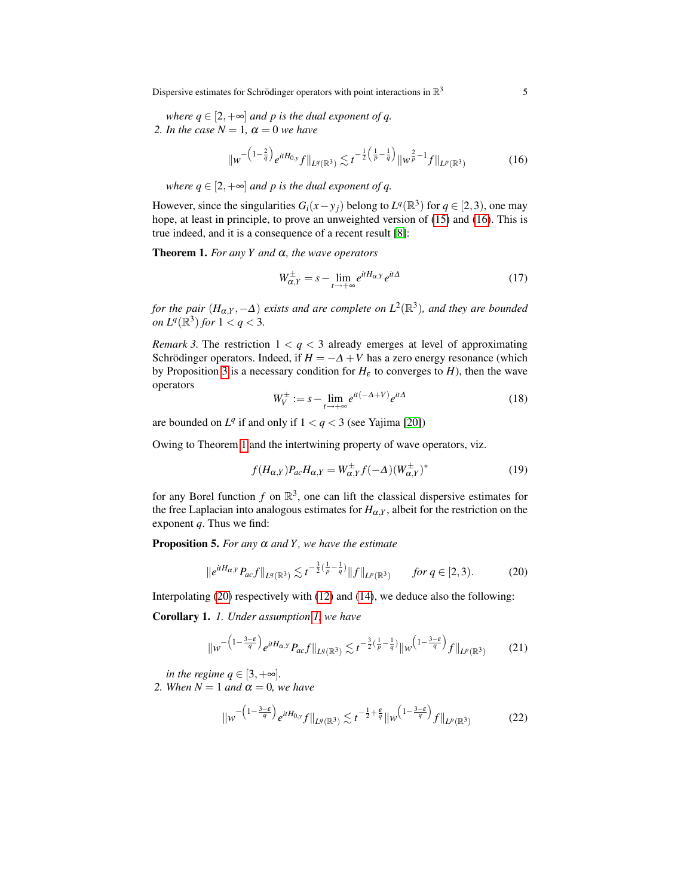*where $q \in [2,+\infty]$ and $p$ is the dual exponent of $q$.*

2. *In the case $N = 1$, $\alpha = 0$ we have*

$$\|w^{-\left(1-\frac{2}{q}\right)} e^{itH_{0,y}} f\|_{L^q(\mathbb{R}^3)} \lesssim t^{-\frac{1}{2}\left(\frac{1}{p}-\frac{1}{q}\right)} \|w^{\frac{2}{p}-1} f\|_{L^p(\mathbb{R}^3)} \tag{16}$$

*where $q \in [2,+\infty]$ and $p$ is the dual exponent of $q$.*

However, since the singularities $G_i(x-y_j)$ belong to $L^q(\mathbb{R}^3)$ for $q \in [2,3)$, one may hope, at least in principle, to prove an unweighted version of (15) and (16). This is true indeed, and it is a consequence of a recent result [8]:

**Theorem 1.** *For any $Y$ and $\alpha$, the wave operators*

$$W^{\pm}_{\alpha,Y} = s - \lim_{t\to+\infty} e^{itH_{\alpha,Y}} e^{it\Delta} \tag{17}$$

*for the pair $(H_{\alpha,Y}, -\Delta)$ exists and are complete on $L^2(\mathbb{R}^3)$, and they are bounded on $L^q(\mathbb{R}^3)$ for $1 < q < 3$.*

*Remark 3.* The restriction $1 < q < 3$ already emerges at level of approximating Schrödinger operators. Indeed, if $H = -\Delta + V$ has a zero energy resonance (which by Proposition 3 is a necessary condition for $H_\varepsilon$ to converges to $H$), then the wave operators

$$W^{\pm}_{V} := s - \lim_{t\to+\infty} e^{it(-\Delta+V)} e^{it\Delta} \tag{18}$$

are bounded on $L^q$ if and only if $1 < q < 3$ (see Yajima [20])

Owing to Theorem 1 and the intertwining property of wave operators, viz.

$$f(H_{\alpha,Y}) P_{ac} H_{\alpha,Y} = W^{\pm}_{\alpha,Y} f(-\Delta) (W^{\pm}_{\alpha,Y})^* \tag{19}$$

for any Borel function $f$ on $\mathbb{R}^3$, one can lift the classical dispersive estimates for the free Laplacian into analogous estimates for $H_{\alpha,Y}$, albeit for the restriction on the exponent $q$. Thus we find:

**Proposition 5.** *For any $\alpha$ and $Y$, we have the estimate*

$$\|e^{itH_{\alpha,Y}} P_{ac} f\|_{L^q(\mathbb{R}^3)} \lesssim t^{-\frac{3}{2}\left(\frac{1}{p}-\frac{1}{q}\right)} \|f\|_{L^p(\mathbb{R}^3)} \qquad \text{for } q \in [2,3). \tag{20}$$

Interpolating (20) respectively with (12) and (14), we deduce also the following:

**Corollary 1.** 1. *Under assumption 1, we have*

$$\|w^{-\left(1-\frac{3-\varepsilon}{q}\right)} e^{itH_{\alpha,Y}} P_{ac} f\|_{L^q(\mathbb{R}^3)} \lesssim t^{-\frac{3}{2}\left(\frac{1}{p}-\frac{1}{q}\right)} \|w^{\left(1-\frac{3-\varepsilon}{q}\right)} f\|_{L^p(\mathbb{R}^3)} \tag{21}$$

*in the regime $q \in [3,+\infty]$.*

2. *When $N = 1$ and $\alpha = 0$, we have*

$$\|w^{-\left(1-\frac{3-\varepsilon}{q}\right)} e^{itH_{0,y}} f\|_{L^q(\mathbb{R}^3)} \lesssim t^{-\frac{1}{2}+\frac{\varepsilon}{q}} \|w^{\left(1-\frac{3-\varepsilon}{q}\right)} f\|_{L^p(\mathbb{R}^3)} \tag{22}$$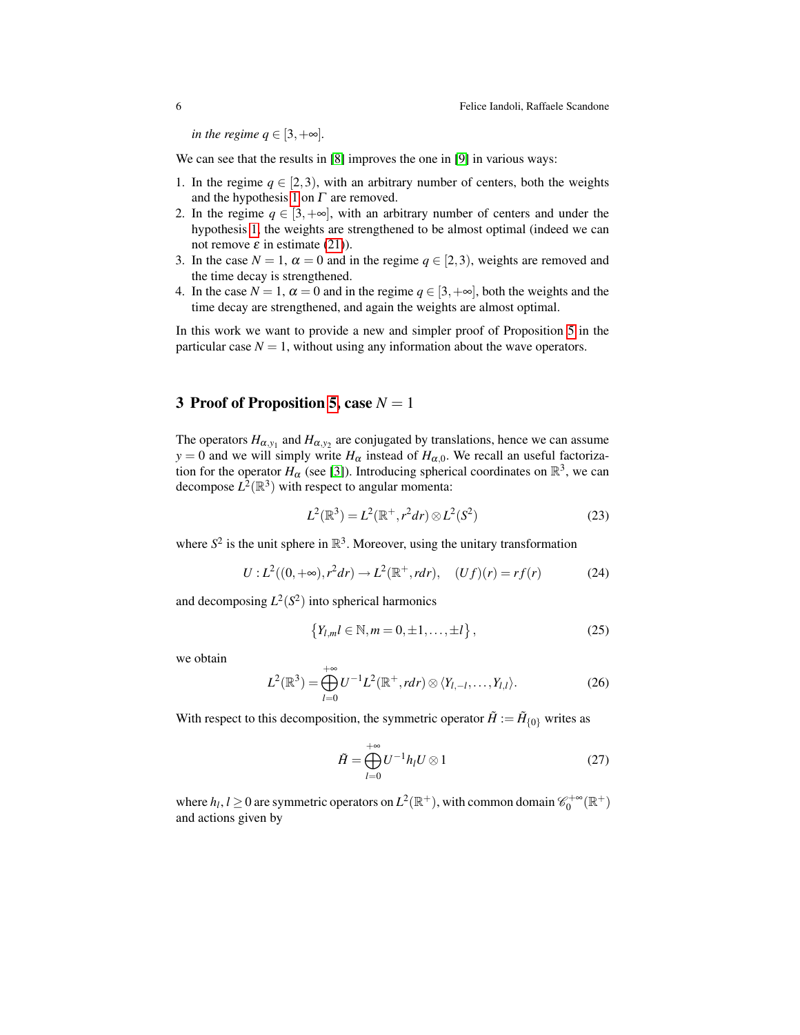*in the regime $q \in [3, +\infty]$.*

We can see that the results in [8] improves the one in [9] in various ways:

1. In the regime $q \in [2,3)$, with an arbitrary number of centers, both the weights and the hypothesis 1 on $\Gamma$ are removed.
2. In the regime $q \in [3,+\infty]$, with an arbitrary number of centers and under the hypothesis 1, the weights are strengthened to be almost optimal (indeed we can not remove $\varepsilon$ in estimate (21)).
3. In the case $N = 1$, $\alpha = 0$ and in the regime $q \in [2,3)$, weights are removed and the time decay is strengthened.
4. In the case $N = 1$, $\alpha = 0$ and in the regime $q \in [3,+\infty]$, both the weights and the time decay are strengthened, and again the weights are almost optimal.

In this work we want to provide a new and simpler proof of Proposition 5 in the particular case $N = 1$, without using any information about the wave operators.

## 3 Proof of Proposition 5, case $N = 1$

The operators $H_{\alpha,y_1}$ and $H_{\alpha,y_2}$ are conjugated by translations, hence we can assume $y = 0$ and we will simply write $H_\alpha$ instead of $H_{\alpha,0}$. We recall an useful factorization for the operator $H_\alpha$ (see [3]). Introducing spherical coordinates on $\mathbb{R}^3$, we can decompose $L^2(\mathbb{R}^3)$ with respect to angular momenta:

$$L^2(\mathbb{R}^3) = L^2(\mathbb{R}^+, r^2 dr) \otimes L^2(S^2) \tag{23}$$

where $S^2$ is the unit sphere in $\mathbb{R}^3$. Moreover, using the unitary transformation

$$U : L^2((0,+\infty), r^2 dr) \to L^2(\mathbb{R}^+, r dr), \quad (Uf)(r) = r f(r) \tag{24}$$

and decomposing $L^2(S^2)$ into spherical harmonics

$$\left\{ Y_{l,m} l \in \mathbb{N}, m = 0, \pm 1, \dots, \pm l \right\}, \tag{25}$$

we obtain

$$L^2(\mathbb{R}^3) = \bigoplus_{l=0}^{+\infty} U^{-1} L^2(\mathbb{R}^+, r dr) \otimes \langle Y_{l,-l}, \dots, Y_{l,l} \rangle. \tag{26}$$

With respect to this decomposition, the symmetric operator $\tilde{H} := \tilde{H}_{\{0\}}$ writes as

$$\tilde{H} = \bigoplus_{l=0}^{+\infty} U^{-1} h_l U \otimes 1 \tag{27}$$

where $h_l, l \geq 0$ are symmetric operators on $L^2(\mathbb{R}^+)$, with common domain $\mathscr{C}_0^{+\infty}(\mathbb{R}^+)$ and actions given by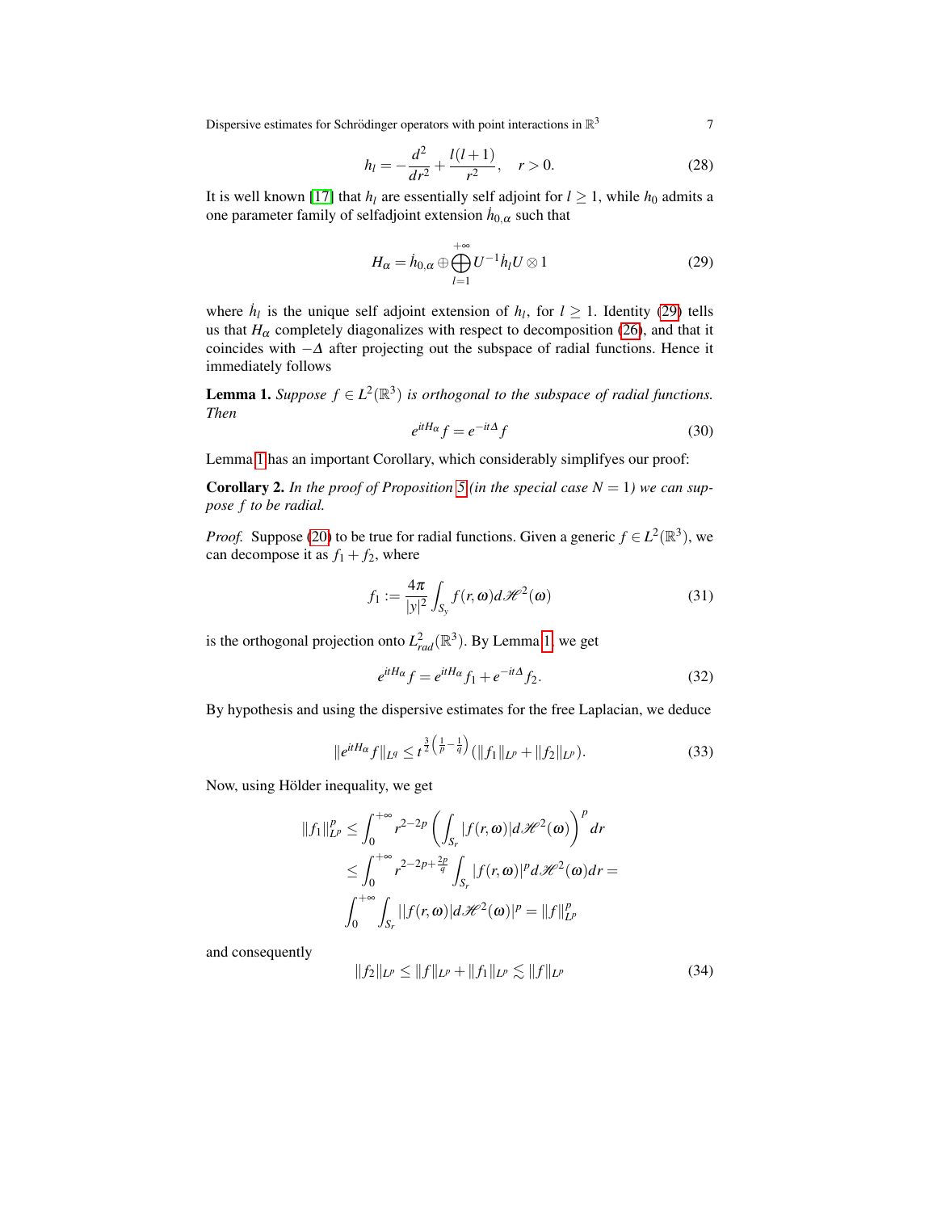$$h_l = -\frac{d^2}{dr^2} + \frac{l(l+1)}{r^2}, \quad r > 0. \tag{28}$$

It is well known [17] that $h_l$ are essentially self adjoint for $l \geq 1$, while $h_0$ admits a one parameter family of selfadjoint extension $\dot{h}_{0,\alpha}$ such that

$$H_\alpha = \dot{h}_{0,\alpha} \oplus \bigoplus_{l=1}^{+\infty} U^{-1} \dot{h}_l U \otimes 1 \tag{29}$$

where $\dot{h}_l$ is the unique self adjoint extension of $h_l$, for $l \geq 1$. Identity (29) tells us that $H_\alpha$ completely diagonalizes with respect to decomposition (26), and that it coincides with $-\Delta$ after projecting out the subspace of radial functions. Hence it immediately follows

**Lemma 1.** *Suppose $f \in L^2(\mathbb{R}^3)$ is orthogonal to the subspace of radial functions. Then*

$$e^{itH_\alpha} f = e^{-it\Delta} f \tag{30}$$

Lemma 1 has an important Corollary, which considerably simplifyes our proof:

**Corollary 2.** *In the proof of Proposition 5 (in the special case $N = 1$) we can suppose $f$ to be radial.*

*Proof.* Suppose (20) to be true for radial functions. Given a generic $f \in L^2(\mathbb{R}^3)$, we can decompose it as $f_1 + f_2$, where

$$f_1 := \frac{4\pi}{|y|^2} \int_{S_y} f(r,\omega) d\mathscr{H}^2(\omega) \tag{31}$$

is the orthogonal projection onto $L^2_{rad}(\mathbb{R}^3)$. By Lemma 1, we get

$$e^{itH_\alpha} f = e^{itH_\alpha} f_1 + e^{-it\Delta} f_2. \tag{32}$$

By hypothesis and using the dispersive estimates for the free Laplacian, we deduce

$$\|e^{itH_\alpha} f\|_{L^q} \leq t^{\frac{3}{2}\left(\frac{1}{p} - \frac{1}{q}\right)} (\|f_1\|_{L^p} + \|f_2\|_{L^p}). \tag{33}$$

Now, using Hölder inequality, we get

$$\begin{aligned}
\|f_1\|_{L^p}^p &\leq \int_0^{+\infty} r^{2-2p} \left( \int_{S_r} |f(r,\omega)| d\mathscr{H}^2(\omega) \right)^p dr \\
&\leq \int_0^{+\infty} r^{2-2p+\frac{2p}{q}} \int_{S_r} |f(r,\omega)|^p d\mathscr{H}^2(\omega) dr = \\
&\int_0^{+\infty} \int_{S_r} ||f(r,\omega)| d\mathscr{H}^2(\omega)|^p = \|f\|_{L^p}^p
\end{aligned}$$

and consequently

$$\|f_2\|_{L^p} \leq \|f\|_{L^p} + \|f_1\|_{L^p} \lesssim \|f\|_{L^p} \tag{34}$$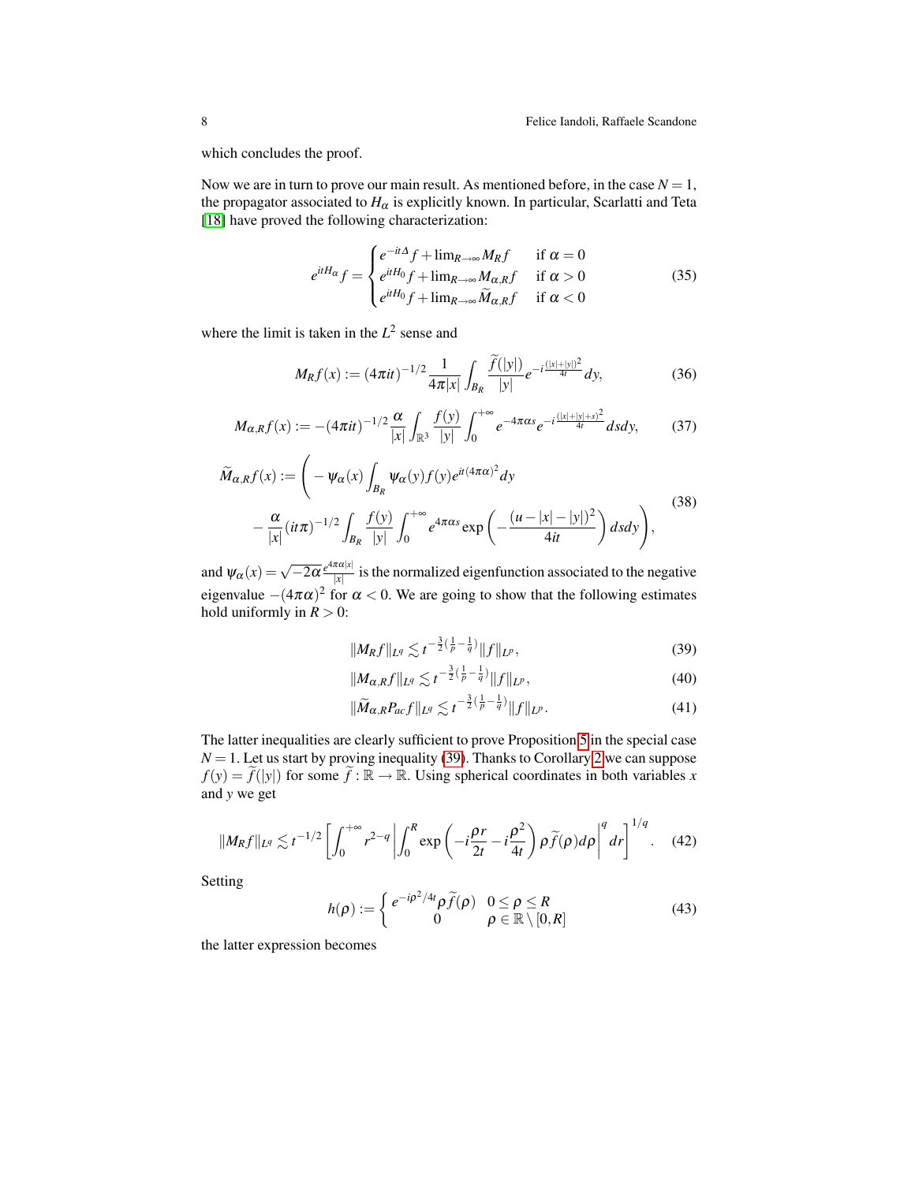which concludes the proof.

Now we are in turn to prove our main result. As mentioned before, in the case $N = 1$, the propagator associated to $H_\alpha$ is explicitly known. In particular, Scarlatti and Teta [18] have proved the following characterization:

$$
e^{itH_\alpha} f = \begin{cases} e^{-it\Delta} f + \lim_{R\to\infty} M_R f & \text{if } \alpha = 0 \\ e^{itH_0} f + \lim_{R\to\infty} M_{\alpha,R} f & \text{if } \alpha > 0 \\ e^{itH_0} f + \lim_{R\to\infty} \widetilde{M}_{\alpha,R} f & \text{if } \alpha < 0 \end{cases} \tag{35}
$$

where the limit is taken in the $L^2$ sense and

$$
M_R f(x) := (4\pi i t)^{-1/2} \frac{1}{4\pi |x|} \int_{B_R} \frac{\widetilde{f}(|y|)}{|y|} e^{-i\frac{(|x|+|y|)^2}{4t}} dy, \tag{36}
$$

$$
M_{\alpha,R} f(x) := -(4\pi i t)^{-1/2} \frac{\alpha}{|x|} \int_{\mathbb{R}^3} \frac{f(y)}{|y|} \int_0^{+\infty} e^{-4\pi\alpha s} e^{-i\frac{(|x|+|y|+s)^2}{4t}} ds dy, \tag{37}
$$

$$
\begin{aligned}
\widetilde{M}_{\alpha,R} f(x) := \Bigg( &- \psi_\alpha(x) \int_{B_R} \psi_\alpha(y) f(y) e^{it(4\pi\alpha)^2} dy \\
&- \frac{\alpha}{|x|} (it\pi)^{-1/2} \int_{B_R} \frac{f(y)}{|y|} \int_0^{+\infty} e^{4\pi\alpha s} \exp\left( -\frac{(u-|x|-|y|)^2}{4it} \right) ds dy \Bigg),
\end{aligned} \tag{38}
$$

and $\psi_\alpha(x) = \sqrt{-2\alpha} \frac{e^{4\pi\alpha|x|}}{|x|}$ is the normalized eigenfunction associated to the negative eigenvalue $-(4\pi\alpha)^2$ for $\alpha < 0$. We are going to show that the following estimates hold uniformly in $R > 0$:

$$
\|M_R f\|_{L^q} \lesssim t^{-\frac{3}{2}(\frac{1}{p}-\frac{1}{q})} \|f\|_{L^p}, \tag{39}
$$

$$
\|M_{\alpha,R} f\|_{L^q} \lesssim t^{-\frac{3}{2}(\frac{1}{p}-\frac{1}{q})} \|f\|_{L^p}, \tag{40}
$$

$$
\|\widetilde{M}_{\alpha,R} P_{ac} f\|_{L^q} \lesssim t^{-\frac{3}{2}(\frac{1}{p}-\frac{1}{q})} \|f\|_{L^p}. \tag{41}
$$

The latter inequalities are clearly sufficient to prove Proposition 5 in the special case $N = 1$. Let us start by proving inequality (39). Thanks to Corollary 2 we can suppose $f(y) = \widetilde{f}(|y|)$ for some $\widetilde{f} : \mathbb{R} \to \mathbb{R}$. Using spherical coordinates in both variables $x$ and $y$ we get

$$
\|M_R f\|_{L^q} \lesssim t^{-1/2} \left[ \int_0^{+\infty} r^{2-q} \left| \int_0^R \exp\left( -i\frac{\rho r}{2t} - i\frac{\rho^2}{4t} \right) \rho \widetilde{f}(\rho) d\rho \right|^q dr \right]^{1/q}. \tag{42}
$$

Setting

$$
h(\rho) := \begin{cases} e^{-i\rho^2/4t} \rho \widetilde{f}(\rho) & 0 \le \rho \le R \\ 0 & \rho \in \mathbb{R} \setminus [0,R] \end{cases} \tag{43}
$$

the latter expression becomes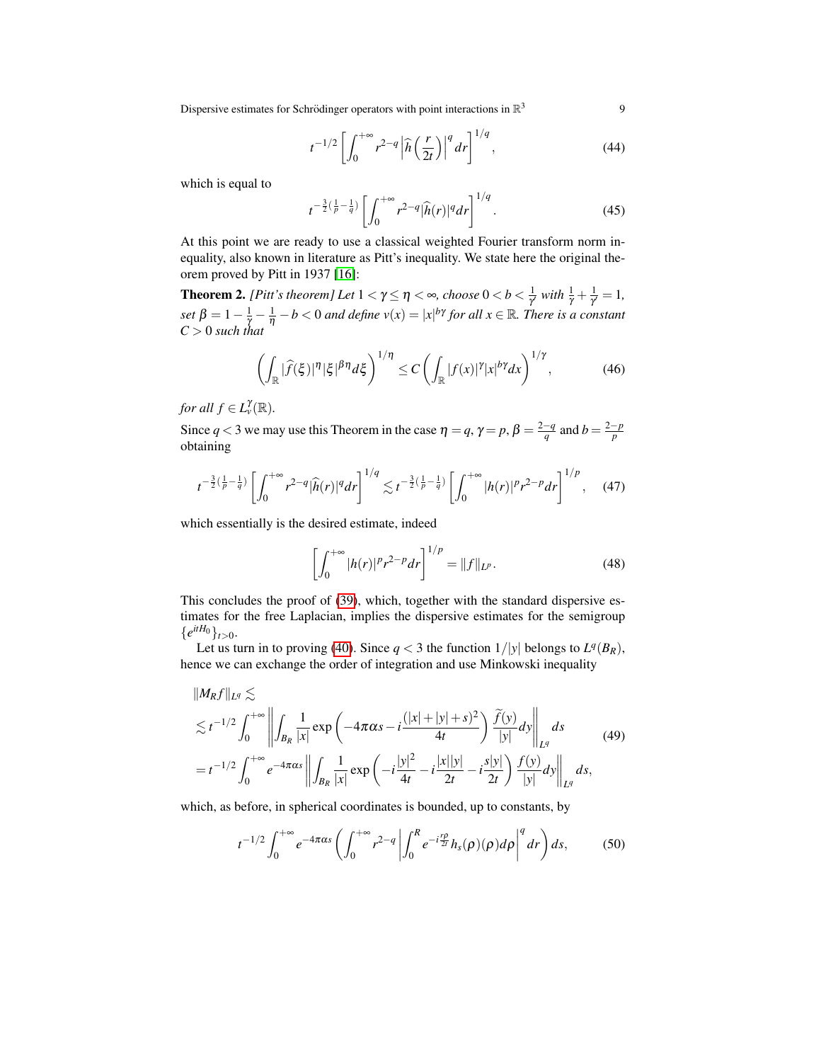$$t^{-1/2}\left[\int_0^{+\infty} r^{2-q}\left|\widehat{h}\left(\frac{r}{2t}\right)\right|^q dr\right]^{1/q}, \tag{44}$$

which is equal to

$$t^{-\frac{3}{2}\left(\frac{1}{p}-\frac{1}{q}\right)}\left[\int_0^{+\infty} r^{2-q}|\widehat{h}(r)|^q dr\right]^{1/q}. \tag{45}$$

At this point we are ready to use a classical weighted Fourier transform norm inequality, also known in literature as Pitt's inequality. We state here the original theorem proved by Pitt in 1937 [16]:

**Theorem 2.** *[Pitt's theorem] Let $1<\gamma\leq\eta<\infty$, choose $0<b<\frac{1}{\gamma'}$ with $\frac{1}{\gamma}+\frac{1}{\gamma'}=1$, set $\beta=1-\frac{1}{\gamma}-\frac{1}{\eta}-b<0$ and define $v(x)=|x|^{b\gamma}$ for all $x\in\mathbb{R}$. There is a constant $C>0$ such that*

$$\left(\int_{\mathbb{R}}|\widehat{f}(\xi)|^{\eta}|\xi|^{\beta\eta}d\xi\right)^{1/\eta}\leq C\left(\int_{\mathbb{R}}|f(x)|^{\gamma}|x|^{b\gamma}dx\right)^{1/\gamma}, \tag{46}$$

*for all $f\in L^{\gamma}_{v}(\mathbb{R})$.*

Since $q<3$ we may use this Theorem in the case $\eta=q$, $\gamma=p$, $\beta=\frac{2-q}{q}$ and $b=\frac{2-p}{p}$ obtaining

$$t^{-\frac{3}{2}\left(\frac{1}{p}-\frac{1}{q}\right)}\left[\int_0^{+\infty} r^{2-q}|\widehat{h}(r)|^q dr\right]^{1/q}\lesssim t^{-\frac{3}{2}\left(\frac{1}{p}-\frac{1}{q}\right)}\left[\int_0^{+\infty}|h(r)|^p r^{2-p}dr\right]^{1/p}, \tag{47}$$

which essentially is the desired estimate, indeed

$$\left[\int_0^{+\infty}|h(r)|^p r^{2-p}dr\right]^{1/p}=\|f\|_{L^p}. \tag{48}$$

This concludes the proof of (39), which, together with the standard dispersive estimates for the free Laplacian, implies the dispersive estimates for the semigroup $\{e^{itH_0}\}_{t>0}$.

Let us turn in to proving (40). Since $q<3$ the function $1/|y|$ belongs to $L^q(B_R)$, hence we can exchange the order of integration and use Minkowski inequality

$$\begin{aligned}
&\|M_R f\|_{L^q}\lesssim\\
&\lesssim t^{-1/2}\int_0^{+\infty}\left\|\int_{B_R}\frac{1}{|x|}\exp\left(-4\pi\alpha s-i\frac{(|x|+|y|+s)^2}{4t}\right)\frac{\widetilde{f}(y)}{|y|}dy\right\|_{L^q}ds\\
&=t^{-1/2}\int_0^{+\infty}e^{-4\pi\alpha s}\left\|\int_{B_R}\frac{1}{|x|}\exp\left(-i\frac{|y|^2}{4t}-i\frac{|x||y|}{2t}-i\frac{s|y|}{2t}\right)\frac{f(y)}{|y|}dy\right\|_{L^q}ds,
\end{aligned} \tag{49}$$

which, as before, in spherical coordinates is bounded, up to constants, by

$$t^{-1/2}\int_0^{+\infty}e^{-4\pi\alpha s}\left(\int_0^{+\infty}r^{2-q}\left|\int_0^R e^{-i\frac{r\rho}{2t}}h_s(\rho)(\rho)d\rho\right|^q dr\right)ds, \tag{50}$$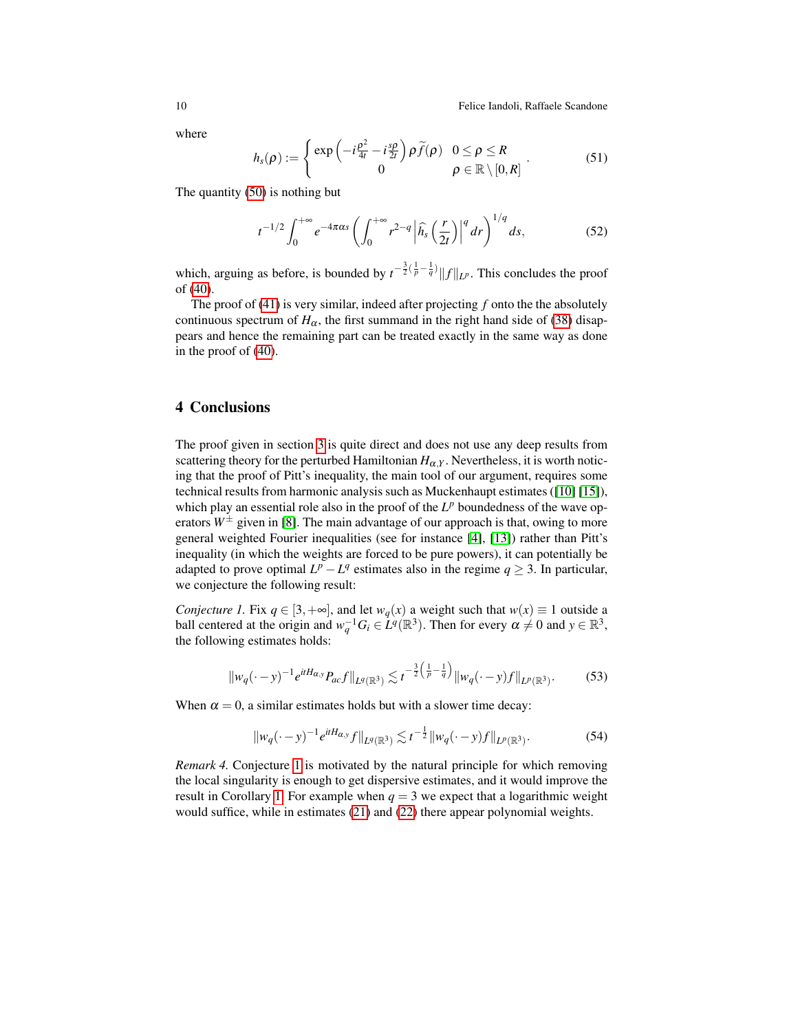where

$$h_s(\rho) := \begin{cases} \exp\left(-i\frac{\rho^2}{4t} - i\frac{s\rho}{2t}\right)\rho \widetilde{f}(\rho) & 0 \le \rho \le R \\ 0 & \rho \in \mathbb{R}\setminus[0,R] \end{cases}. \tag{51}$$

The quantity (50) is nothing but

$$t^{-1/2}\int_0^{+\infty} e^{-4\pi\alpha s}\left(\int_0^{+\infty} r^{2-q}\left|\widehat{h}_s\left(\frac{r}{2t}\right)\right|^q dr\right)^{1/q} ds, \tag{52}$$

which, arguing as before, is bounded by $t^{-\frac{3}{2}(\frac{1}{p}-\frac{1}{q})}\|f\|_{L^p}$. This concludes the proof of (40).

The proof of (41) is very similar, indeed after projecting $f$ onto the the absolutely continuous spectrum of $H_\alpha$, the first summand in the right hand side of (38) disappears and hence the remaining part can be treated exactly in the same way as done in the proof of (40).

## 4 Conclusions

The proof given in section 3 is quite direct and does not use any deep results from scattering theory for the perturbed Hamiltonian $H_{\alpha,Y}$. Nevertheless, it is worth noticing that the proof of Pitt's inequality, the main tool of our argument, requires some technical results from harmonic analysis such as Muckenhaupt estimates ([10] [15]), which play an essential role also in the proof of the $L^p$ boundedness of the wave operators $W^\pm$ given in [8]. The main advantage of our approach is that, owing to more general weighted Fourier inequalities (see for instance [4], [13]) rather than Pitt's inequality (in which the weights are forced to be pure powers), it can potentially be adapted to prove optimal $L^p - L^q$ estimates also in the regime $q \ge 3$. In particular, we conjecture the following result:

*Conjecture 1.* Fix $q \in [3,+\infty]$, and let $w_q(x)$ a weight such that $w(x) \equiv 1$ outside a ball centered at the origin and $w_q^{-1}G_i \in L^q(\mathbb{R}^3)$. Then for every $\alpha \neq 0$ and $y \in \mathbb{R}^3$, the following estimates holds:

$$\|w_q(\cdot - y)^{-1}e^{itH_{\alpha,y}}P_{ac}f\|_{L^q(\mathbb{R}^3)} \lesssim t^{-\frac{3}{2}\left(\frac{1}{p}-\frac{1}{q}\right)}\|w_q(\cdot - y)f\|_{L^p(\mathbb{R}^3)}. \tag{53}$$

When $\alpha = 0$, a similar estimates holds but with a slower time decay:

$$\|w_q(\cdot - y)^{-1}e^{itH_{\alpha,y}}f\|_{L^q(\mathbb{R}^3)} \lesssim t^{-\frac{1}{2}}\|w_q(\cdot - y)f\|_{L^p(\mathbb{R}^3)}. \tag{54}$$

*Remark 4.* Conjecture 1 is motivated by the natural principle for which removing the local singularity is enough to get dispersive estimates, and it would improve the result in Corollary 1. For example when $q = 3$ we expect that a logarithmic weight would suffice, while in estimates (21) and (22) there appear polynomial weights.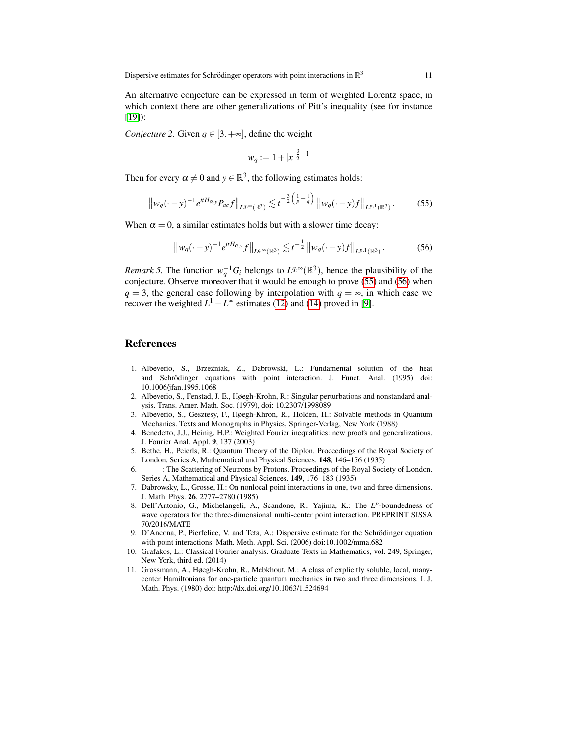An alternative conjecture can be expressed in term of weighted Lorentz space, in which context there are other generalizations of Pitt's inequality (see for instance [19]):

*Conjecture 2.* Given $q \in [3, +\infty]$, define the weight

$$w_q := 1 + |x|^{\frac{3}{q} - 1}$$

Then for every $\alpha \neq 0$ and $y \in \mathbb{R}^3$, the following estimates holds:

$$\left\| w_q(\cdot - y)^{-1} e^{itH_{\alpha,y}} P_{ac} f \right\|_{L^{q,\infty}(\mathbb{R}^3)} \lesssim t^{-\frac{3}{2}\left(\frac{1}{p} - \frac{1}{q}\right)} \left\| w_q(\cdot - y) f \right\|_{L^{p,1}(\mathbb{R}^3)}. \tag{55}$$

When $\alpha = 0$, a similar estimates holds but with a slower time decay:

$$\left\| w_q(\cdot - y)^{-1} e^{itH_{\alpha,y}} f \right\|_{L^{q,\infty}(\mathbb{R}^3)} \lesssim t^{-\frac{1}{2}} \left\| w_q(\cdot - y) f \right\|_{L^{p,1}(\mathbb{R}^3)}. \tag{56}$$

*Remark 5.* The function $w_q^{-1} G_i$ belongs to $L^{q,\infty}(\mathbb{R}^3)$, hence the plausibility of the conjecture. Observe moreover that it would be enough to prove (55) and (56) when $q = 3$, the general case following by interpolation with $q = \infty$, in which case we recover the weighted $L^1 - L^\infty$ estimates (12) and (14) proved in [9].

## References

1. Albeverio, S., Brzeźniak, Z., Dabrowski, L.: Fundamental solution of the heat and Schrödinger equations with point interaction. J. Funct. Anal. (1995) doi: 10.1006/jfan.1995.1068
2. Albeverio, S., Fenstad, J. E., Høegh-Krohn, R.: Singular perturbations and nonstandard analysis. Trans. Amer. Math. Soc. (1979), doi: 10.2307/1998089
3. Albeverio, S., Gesztesy, F., Høegh-Khron, R., Holden, H.: Solvable methods in Quantum Mechanics. Texts and Monographs in Physics, Springer-Verlag, New York (1988)
4. Benedetto, J.J., Heinig, H.P.: Weighted Fourier inequalities: new proofs and generalizations. J. Fourier Anal. Appl. **9**, 137 (2003)
5. Bethe, H., Peierls, R.: Quantum Theory of the Diplon. Proceedings of the Royal Society of London. Series A, Mathematical and Physical Sciences. **148**, 146–156 (1935)
6. ———: The Scattering of Neutrons by Protons. Proceedings of the Royal Society of London. Series A, Mathematical and Physical Sciences. **149**, 176–183 (1935)
7. Dabrowsky, L., Grosse, H.: On nonlocal point interactions in one, two and three dimensions. J. Math. Phys. **26**, 2777–2780 (1985)
8. Dell'Antonio, G., Michelangeli, A., Scandone, R., Yajima, K.: The $L^p$-boundedness of wave operators for the three-dimensional multi-center point interaction. PREPRINT SISSA 70/2016/MATE
9. D'Ancona, P., Pierfelice, V. and Teta, A.: Dispersive estimate for the Schrödinger equation with point interactions. Math. Meth. Appl. Sci. (2006) doi:10.1002/mma.682
10. Grafakos, L.: Classical Fourier analysis. Graduate Texts in Mathematics, vol. 249, Springer, New York, third ed. (2014)
11. Grossmann, A., Høegh-Krohn, R., Mebkhout, M.: A class of explicitly soluble, local, many-center Hamiltonians for one-particle quantum mechanics in two and three dimensions. I. J. Math. Phys. (1980) doi: http://dx.doi.org/10.1063/1.524694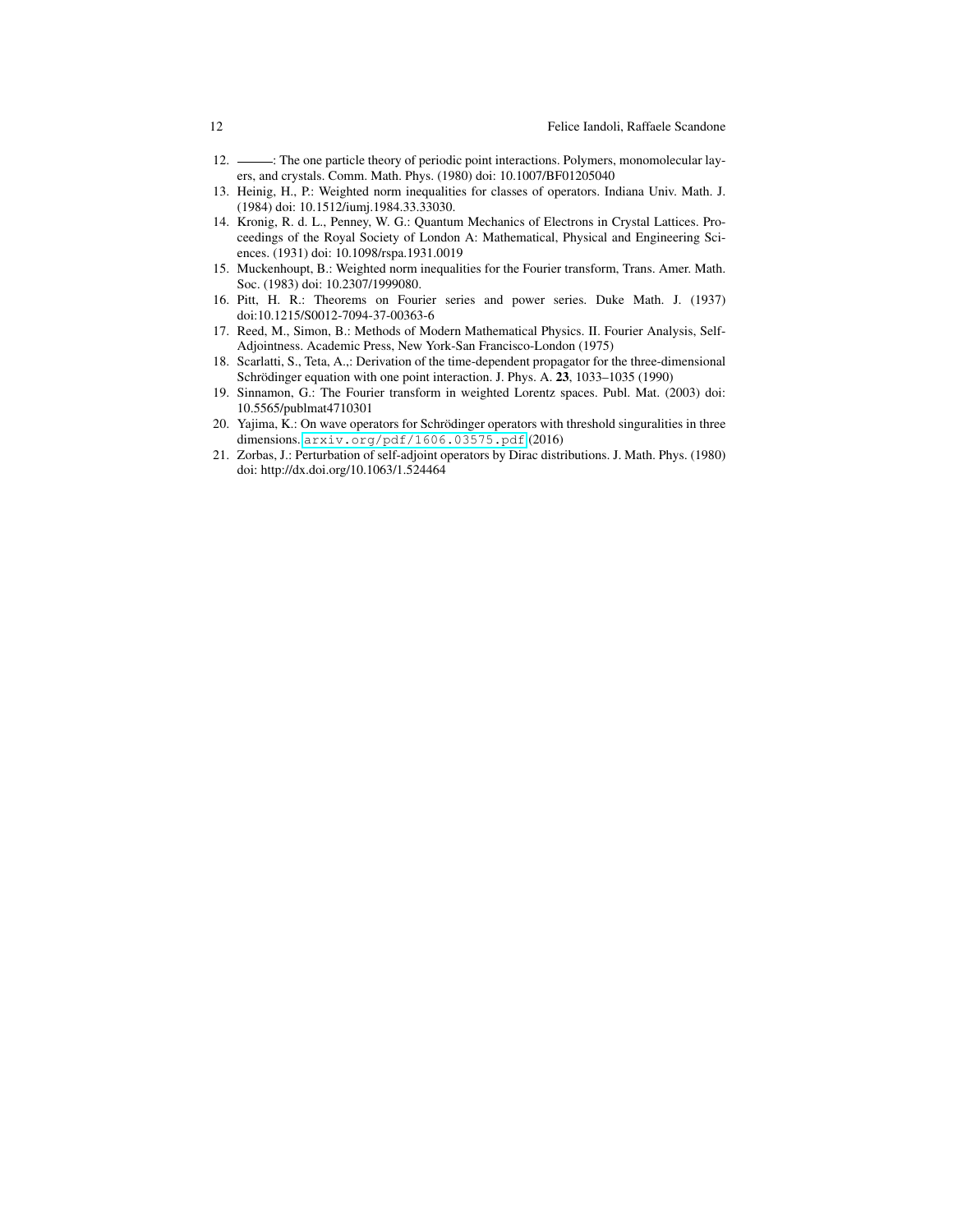12. ———: The one particle theory of periodic point interactions. Polymers, monomolecular layers, and crystals. Comm. Math. Phys. (1980) doi: 10.1007/BF01205040
13. Heinig, H., P.: Weighted norm inequalities for classes of operators. Indiana Univ. Math. J. (1984) doi: 10.1512/iumj.1984.33.33030.
14. Kronig, R. d. L., Penney, W. G.: Quantum Mechanics of Electrons in Crystal Lattices. Proceedings of the Royal Society of London A: Mathematical, Physical and Engineering Sciences. (1931) doi: 10.1098/rspa.1931.0019
15. Muckenhoupt, B.: Weighted norm inequalities for the Fourier transform, Trans. Amer. Math. Soc. (1983) doi: 10.2307/1999080.
16. Pitt, H. R.: Theorems on Fourier series and power series. Duke Math. J. (1937) doi:10.1215/S0012-7094-37-00363-6
17. Reed, M., Simon, B.: Methods of Modern Mathematical Physics. II. Fourier Analysis, Self-Adjointness. Academic Press, New York-San Francisco-London (1975)
18. Scarlatti, S., Teta, A.,: Derivation of the time-dependent propagator for the three-dimensional Schrödinger equation with one point interaction. J. Phys. A. **23**, 1033–1035 (1990)
19. Sinnamon, G.: The Fourier transform in weighted Lorentz spaces. Publ. Mat. (2003) doi: 10.5565/publmat4710301
20. Yajima, K.: On wave operators for Schrödinger operators with threshold singularities in three dimensions. `arxiv.org/pdf/1606.03575.pdf` (2016)
21. Zorbas, J.: Perturbation of self-adjoint operators by Dirac distributions. J. Math. Phys. (1980) doi: http://dx.doi.org/10.1063/1.524464